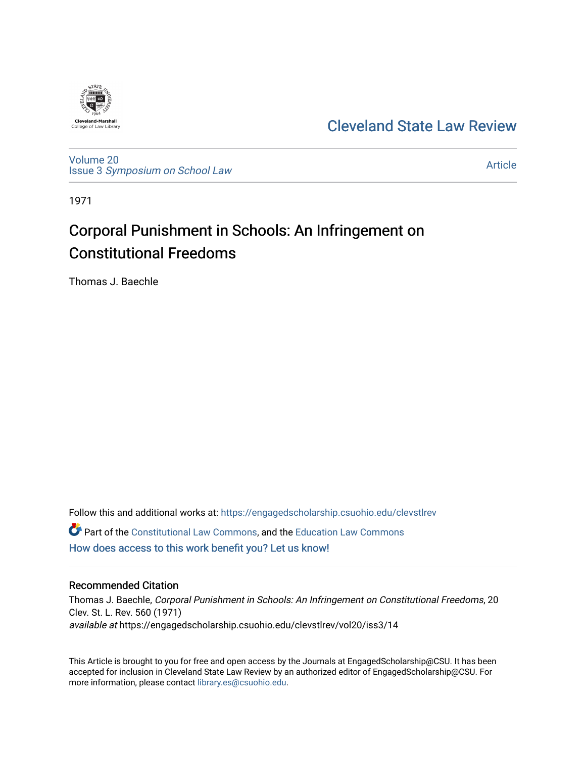Cleveland-Marshall
College of Law Library

# Cleveland State Law Review

Volume 20
Issue 3 *Symposium on School Law*

Article

1971

# Corporal Punishment in Schools: An Infringement on Constitutional Freedoms

Thomas J. Baechle

Follow this and additional works at: https://engagedscholarship.csuohio.edu/clevstlrev

Part of the Constitutional Law Commons, and the Education Law Commons

How does access to this work benefit you? Let us know!

## Recommended Citation

Thomas J. Baechle, *Corporal Punishment in Schools: An Infringement on Constitutional Freedoms*, 20 Clev. St. L. Rev. 560 (1971)
*available at* https://engagedscholarship.csuohio.edu/clevstlrev/vol20/iss3/14

This Article is brought to you for free and open access by the Journals at EngagedScholarship@CSU. It has been accepted for inclusion in Cleveland State Law Review by an authorized editor of EngagedScholarship@CSU. For more information, please contact library.es@csuohio.edu.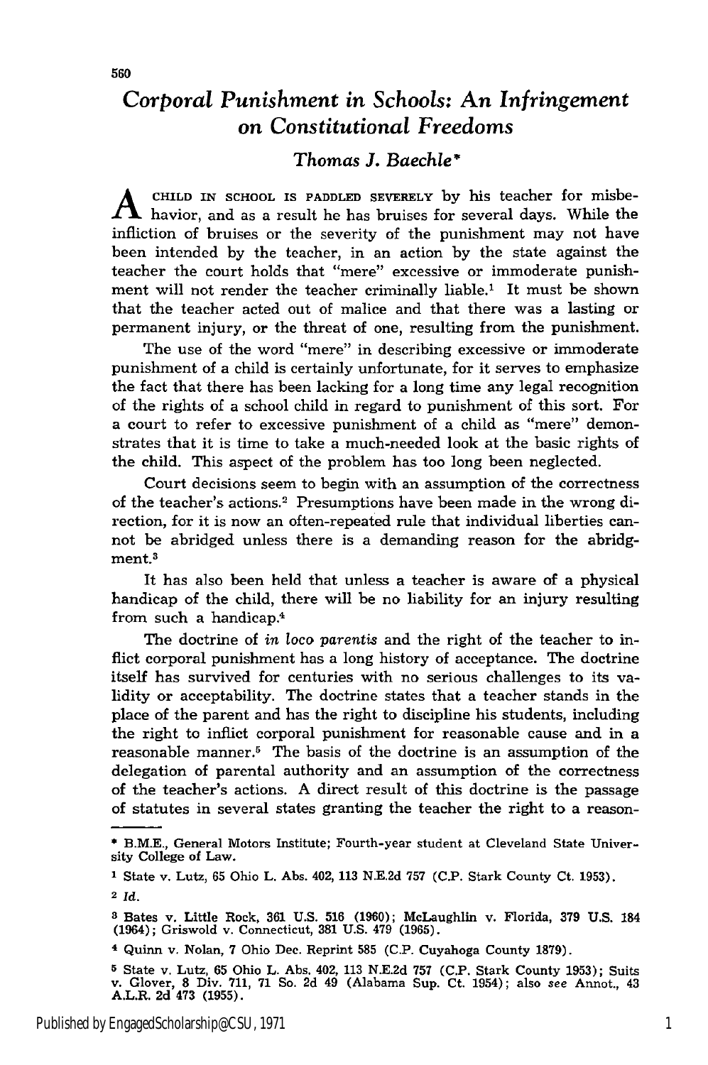# *Corporal Punishment in Schools: An Infringement on Constitutional Freedoms*

### *Thomas J. Baechle**

A CHILD IN SCHOOL IS PADDLED SEVERELY by his teacher for misbehavior, and as a result he has bruises for several days. While the infliction of bruises or the severity of the punishment may not have been intended by the teacher, in an action by the state against the teacher the court holds that "mere" excessive or immoderate punishment will not render the teacher criminally liable.[1] It must be shown that the teacher acted out of malice and that there was a lasting or permanent injury, or the threat of one, resulting from the punishment.

The use of the word "mere" in describing excessive or immoderate punishment of a child is certainly unfortunate, for it serves to emphasize the fact that there has been lacking for a long time any legal recognition of the rights of a school child in regard to punishment of this sort. For a court to refer to excessive punishment of a child as "mere" demonstrates that it is time to take a much-needed look at the basic rights of the child. This aspect of the problem has too long been neglected.

Court decisions seem to begin with an assumption of the correctness of the teacher's actions.[2] Presumptions have been made in the wrong direction, for it is now an often-repeated rule that individual liberties cannot be abridged unless there is a demanding reason for the abridgment.[3]

It has also been held that unless a teacher is aware of a physical handicap of the child, there will be no liability for an injury resulting from such a handicap.[4]

The doctrine of *in loco parentis* and the right of the teacher to inflict corporal punishment has a long history of acceptance. The doctrine itself has survived for centuries with no serious challenges to its validity or acceptability. The doctrine states that a teacher stands in the place of the parent and has the right to discipline his students, including the right to inflict corporal punishment for reasonable cause and in a reasonable manner.[5] The basis of the doctrine is an assumption of the delegation of parental authority and an assumption of the correctness of the teacher's actions. A direct result of this doctrine is the passage of statutes in several states granting the teacher the right to a reason-

---

* B.M.E., General Motors Institute; Fourth-year student at Cleveland State University College of Law.

[1] State v. Lutz, 65 Ohio L. Abs. 402, 113 N.E.2d 757 (C.P. Stark County Ct. 1953).

[2] *Id.*

[3] Bates v. Little Rock, 361 U.S. 516 (1960); McLaughlin v. Florida, 379 U.S. 184 (1964); Griswold v. Connecticut, 381 U.S. 479 (1965).

[4] Quinn v. Nolan, 7 Ohio Dec. Reprint 585 (C.P. Cuyahoga County 1879).

[5] State v. Lutz, 65 Ohio L. Abs. 402, 113 N.E.2d 757 (C.P. Stark County 1953); Suits v. Glover, 8 Div. 711, 71 So. 2d 49 (Alabama Sup. Ct. 1954); also *see* Annot., 43 A.L.R. 2d 473 (1955).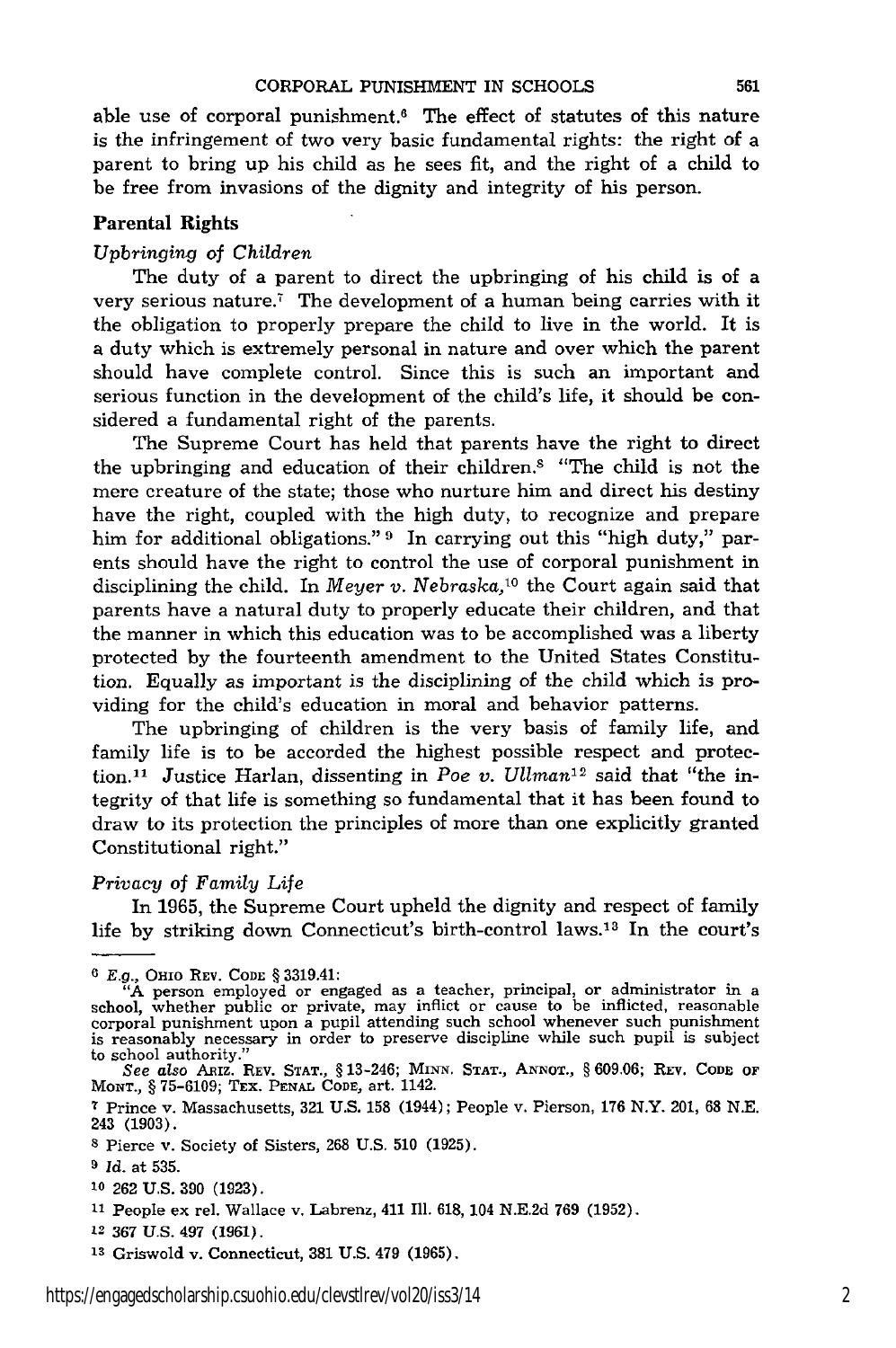able use of corporal punishment.[6] The effect of statutes of this nature is the infringement of two very basic fundamental rights: the right of a parent to bring up his child as he sees fit, and the right of a child to be free from invasions of the dignity and integrity of his person.

## Parental Rights

### *Upbringing of Children*

The duty of a parent to direct the upbringing of his child is of a very serious nature.[7] The development of a human being carries with it the obligation to properly prepare the child to live in the world. It is a duty which is extremely personal in nature and over which the parent should have complete control. Since this is such an important and serious function in the development of the child's life, it should be considered a fundamental right of the parents.

The Supreme Court has held that parents have the right to direct the upbringing and education of their children.[8] "The child is not the mere creature of the state; those who nurture him and direct his destiny have the right, coupled with the high duty, to recognize and prepare him for additional obligations."[9] In carrying out this "high duty," parents should have the right to control the use of corporal punishment in disciplining the child. In *Meyer v. Nebraska*,[10] the Court again said that parents have a natural duty to properly educate their children, and that the manner in which this education was to be accomplished was a liberty protected by the fourteenth amendment to the United States Constitution. Equally as important is the disciplining of the child which is providing for the child's education in moral and behavior patterns.

The upbringing of children is the very basis of family life, and family life is to be accorded the highest possible respect and protection.[11] Justice Harlan, dissenting in *Poe v. Ullman*[12] said that "the integrity of that life is something so fundamental that it has been found to draw to its protection the principles of more than one explicitly granted Constitutional right."

### *Privacy of Family Life*

In 1965, the Supreme Court upheld the dignity and respect of family life by striking down Connecticut's birth-control laws.[13] In the court's

---

[6] *E.g.*, OHIO REV. CODE § 3319.41:

"A person employed or engaged as a teacher, principal, or administrator in a school, whether public or private, may inflict or cause to be inflicted, reasonable corporal punishment upon a pupil attending such school whenever such punishment is reasonably necessary in order to preserve discipline while such pupil is subject to school authority."

*See also* ARIZ. REV. STAT., § 13-246; MINN. STAT., ANNOT., § 609.06; REV. CODE OF MONT., § 75-6109; TEX. PENAL CODE, art. 1142.

[7] Prince v. Massachusetts, 321 U.S. 158 (1944); People v. Pierson, 176 N.Y. 201, 68 N.E. 243 (1903).

[8] Pierce v. Society of Sisters, 268 U.S. 510 (1925).

[9] *Id.* at 535.

[10] 262 U.S. 390 (1923).

[11] People ex rel. Wallace v. Labrenz, 411 Ill. 618, 104 N.E.2d 769 (1952).

[12] 367 U.S. 497 (1961).

[13] Griswold v. Connecticut, 381 U.S. 479 (1965).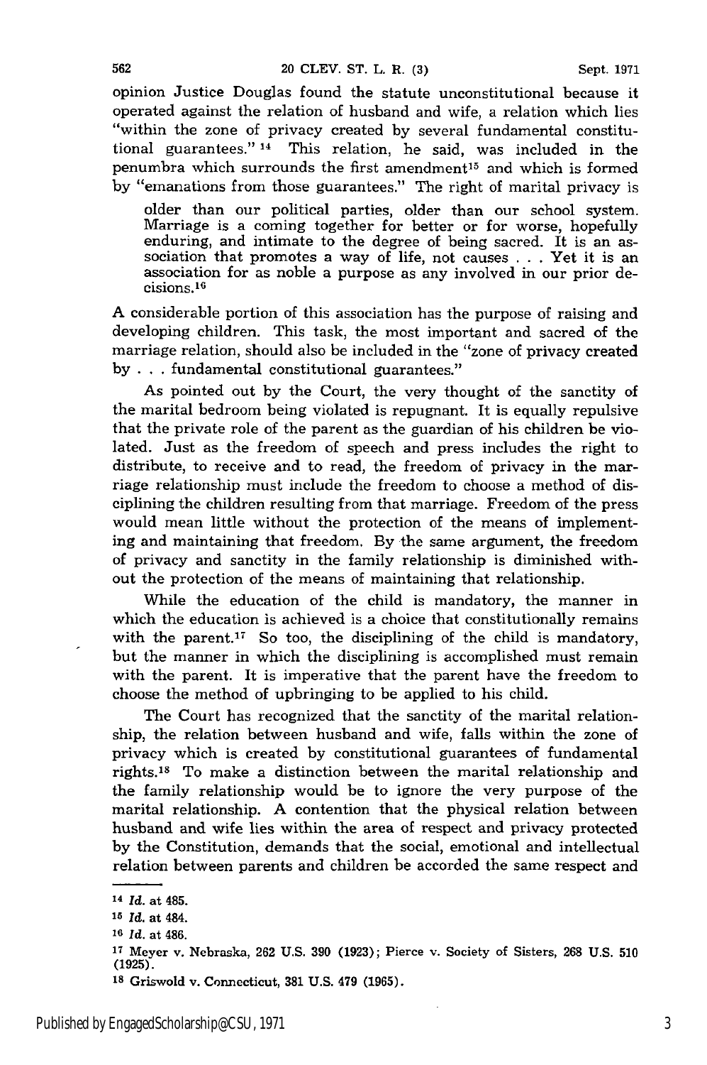opinion Justice Douglas found the statute unconstitutional because it operated against the relation of husband and wife, a relation which lies "within the zone of privacy created by several fundamental constitutional guarantees." [14] This relation, he said, was included in the penumbra which surrounds the first amendment[15] and which is formed by "emanations from those guarantees." The right of marital privacy is

> older than our political parties, older than our school system. Marriage is a coming together for better or for worse, hopefully enduring, and intimate to the degree of being sacred. It is an association that promotes a way of life, not causes . . . Yet it is an association for as noble a purpose as any involved in our prior decisions.[16]

A considerable portion of this association has the purpose of raising and developing children. This task, the most important and sacred of the marriage relation, should also be included in the "zone of privacy created by . . . fundamental constitutional guarantees."

As pointed out by the Court, the very thought of the sanctity of the marital bedroom being violated is repugnant. It is equally repulsive that the private role of the parent as the guardian of his children be violated. Just as the freedom of speech and press includes the right to distribute, to receive and to read, the freedom of privacy in the marriage relationship must include the freedom to choose a method of disciplining the children resulting from that marriage. Freedom of the press would mean little without the protection of the means of implementing and maintaining that freedom. By the same argument, the freedom of privacy and sanctity in the family relationship is diminished without the protection of the means of maintaining that relationship.

While the education of the child is mandatory, the manner in which the education is achieved is a choice that constitutionally remains with the parent.[17] So too, the disciplining of the child is mandatory, but the manner in which the disciplining is accomplished must remain with the parent. It is imperative that the parent have the freedom to choose the method of upbringing to be applied to his child.

The Court has recognized that the sanctity of the marital relationship, the relation between husband and wife, falls within the zone of privacy which is created by constitutional guarantees of fundamental rights.[18] To make a distinction between the marital relationship and the family relationship would be to ignore the very purpose of the marital relationship. A contention that the physical relation between husband and wife lies within the area of respect and privacy protected by the Constitution, demands that the social, emotional and intellectual relation between parents and children be accorded the same respect and

---

[14] *Id.* at 485.

[15] *Id.* at 484.

[16] *Id.* at 486.

[17] Meyer v. Nebraska, 262 U.S. 390 (1923); Pierce v. Society of Sisters, 268 U.S. 510 (1925).

[18] Griswold v. Connecticut, 381 U.S. 479 (1965).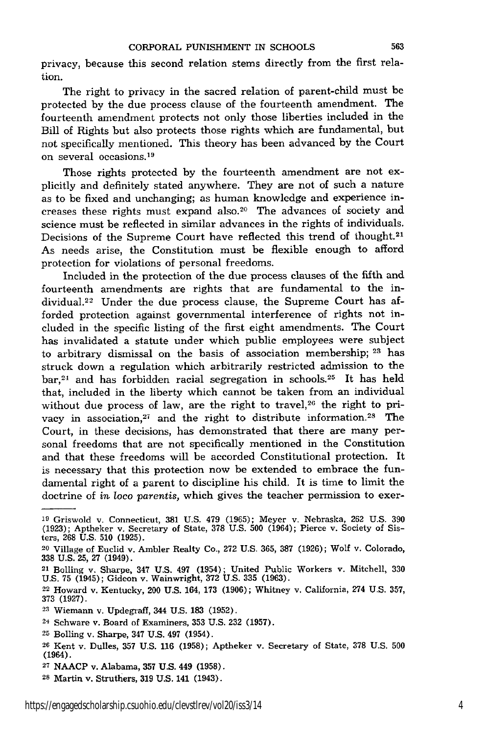privacy, because this second relation stems directly from the first relation.

The right to privacy in the sacred relation of parent-child must be protected by the due process clause of the fourteenth amendment. The fourteenth amendment protects not only those liberties included in the Bill of Rights but also protects those rights which are fundamental, but not specifically mentioned. This theory has been advanced by the Court on several occasions.[19]

Those rights protected by the fourteenth amendment are not explicitly and definitely stated anywhere. They are not of such a nature as to be fixed and unchanging; as human knowledge and experience increases these rights must expand also.[20] The advances of society and science must be reflected in similar advances in the rights of individuals. Decisions of the Supreme Court have reflected this trend of thought.[21] As needs arise, the Constitution must be flexible enough to afford protection for violations of personal freedoms.

Included in the protection of the due process clauses of the fifth and fourteenth amendments are rights that are fundamental to the individual.[22] Under the due process clause, the Supreme Court has afforded protection against governmental interference of rights not included in the specific listing of the first eight amendments. The Court has invalidated a statute under which public employees were subject to arbitrary dismissal on the basis of association membership; [23] has struck down a regulation which arbitrarily restricted admission to the bar,[24] and has forbidden racial segregation in schools.[25] It has held that, included in the liberty which cannot be taken from an individual without due process of law, are the right to travel,[26] the right to privacy in association,[27] and the right to distribute information.[28] The Court, in these decisions, has demonstrated that there are many personal freedoms that are not specifically mentioned in the Constitution and that these freedoms will be accorded Constitutional protection. It is necessary that this protection now be extended to embrace the fundamental right of a parent to discipline his child. It is time to limit the doctrine of *in loco parentis,* which gives the teacher permission to exer-

---

[19] Griswold v. Connecticut, 381 U.S. 479 (1965); Meyer v. Nebraska, 262 U.S. 390 (1923); Aptheker v. Secretary of State, 378 U.S. 500 (1964); Pierce v. Society of Sisters, 268 U.S. 510 (1925).

[20] Village of Euclid v. Ambler Realty Co., 272 U.S. 365, 387 (1926); Wolf v. Colorado, 338 U.S. 25, 27 (1949).

[21] Bolling v. Sharpe, 347 U.S. 497 (1954); United Public Workers v. Mitchell, 330 U.S. 75 (1945); Gideon v. Wainwright, 372 U.S. 335 (1963).

[22] Howard v. Kentucky, 200 U.S. 164, 173 (1906); Whitney v. California, 274 U.S. 357, 373 (1927).

[23] Wiemann v. Updegraff, 344 U.S. 183 (1952).

[24] Schware v. Board of Examiners, 353 U.S. 232 (1957).

[25] Bolling v. Sharpe, 347 U.S. 497 (1954).

[26] Kent v. Dulles, 357 U.S. 116 (1958); Aptheker v. Secretary of State, 378 U.S. 500 (1964).

[27] NAACP v. Alabama, 357 U.S. 449 (1958).

[28] Martin v. Struthers, 319 U.S. 141 (1943).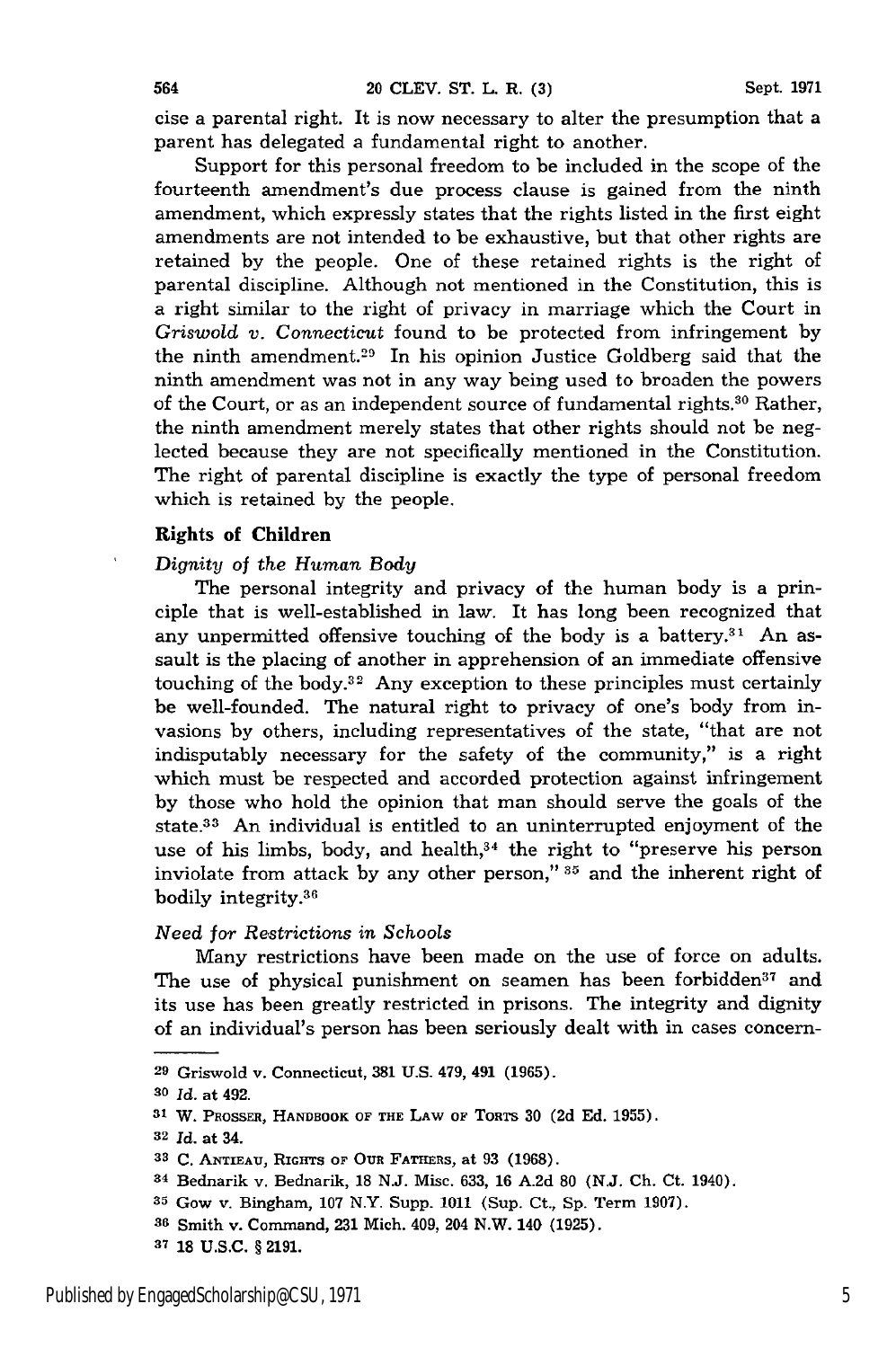cise a parental right. It is now necessary to alter the presumption that a parent has delegated a fundamental right to another.

Support for this personal freedom to be included in the scope of the fourteenth amendment's due process clause is gained from the ninth amendment, which expressly states that the rights listed in the first eight amendments are not intended to be exhaustive, but that other rights are retained by the people. One of these retained rights is the right of parental discipline. Although not mentioned in the Constitution, this is a right similar to the right of privacy in marriage which the Court in *Griswold v. Connecticut* found to be protected from infringement by the ninth amendment.[29] In his opinion Justice Goldberg said that the ninth amendment was not in any way being used to broaden the powers of the Court, or as an independent source of fundamental rights.[30] Rather, the ninth amendment merely states that other rights should not be neglected because they are not specifically mentioned in the Constitution. The right of parental discipline is exactly the type of personal freedom which is retained by the people.

### Rights of Children

#### *Dignity of the Human Body*

The personal integrity and privacy of the human body is a principle that is well-established in law. It has long been recognized that any unpermitted offensive touching of the body is a battery.[31] An assault is the placing of another in apprehension of an immediate offensive touching of the body.[32] Any exception to these principles must certainly be well-founded. The natural right to privacy of one's body from invasions by others, including representatives of the state, "that are not indisputably necessary for the safety of the community," is a right which must be respected and accorded protection against infringement by those who hold the opinion that man should serve the goals of the state.[33] An individual is entitled to an uninterrupted enjoyment of the use of his limbs, body, and health,[34] the right to "preserve his person inviolate from attack by any other person," [35] and the inherent right of bodily integrity.[36]

#### *Need for Restrictions in Schools*

Many restrictions have been made on the use of force on adults. The use of physical punishment on seamen has been forbidden[37] and its use has been greatly restricted in prisons. The integrity and dignity of an individual's person has been seriously dealt with in cases concern-

---

29 Griswold v. Connecticut, 381 U.S. 479, 491 (1965).

30 *Id.* at 492.

31 W. Prosser, Handbook of the Law of Torts 30 (2d Ed. 1955).

32 *Id.* at 34.

33 C. Antieau, Rights of Our Fathers, at 93 (1968).

34 Bednarik v. Bednarik, 18 N.J. Misc. 633, 16 A.2d 80 (N.J. Ch. Ct. 1940).

35 Gow v. Bingham, 107 N.Y. Supp. 1011 (Sup. Ct., Sp. Term 1907).

36 Smith v. Command, 231 Mich. 409, 204 N.W. 140 (1925).

37 18 U.S.C. § 2191.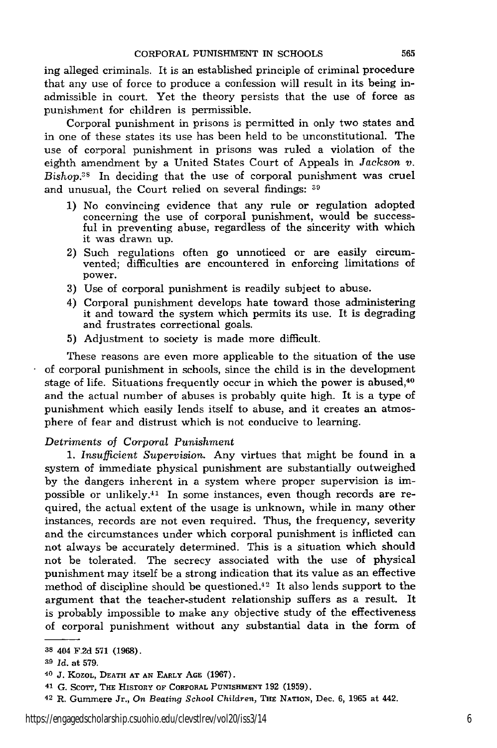ing alleged criminals. It is an established principle of criminal procedure that any use of force to produce a confession will result in its being inadmissible in court. Yet the theory persists that the use of force as punishment for children is permissible.

Corporal punishment in prisons is permitted in only two states and in one of these states its use has been held to be unconstitutional. The use of corporal punishment in prisons was ruled a violation of the eighth amendment by a United States Court of Appeals in *Jackson v. Bishop*.[38] In deciding that the use of corporal punishment was cruel and unusual, the Court relied on several findings: [39]

1) No convincing evidence that any rule or regulation adopted concerning the use of corporal punishment, would be successful in preventing abuse, regardless of the sincerity with which it was drawn up.
2) Such regulations often go unnoticed or are easily circumvented; difficulties are encountered in enforcing limitations of power.
3) Use of corporal punishment is readily subject to abuse.
4) Corporal punishment develops hate toward those administering it and toward the system which permits its use. It is degrading and frustrates correctional goals.
5) Adjustment to society is made more difficult.

These reasons are even more applicable to the situation of the use of corporal punishment in schools, since the child is in the development stage of life. Situations frequently occur in which the power is abused,[40] and the actual number of abuses is probably quite high. It is a type of punishment which easily lends itself to abuse, and it creates an atmosphere of fear and distrust which is not conducive to learning.

*Detriments of Corporal Punishment*

1. *Insufficient Supervision.* Any virtues that might be found in a system of immediate physical punishment are substantially outweighed by the dangers inherent in a system where proper supervision is impossible or unlikely.[41] In some instances, even though records are required, the actual extent of the usage is unknown, while in many other instances, records are not even required. Thus, the frequency, severity and the circumstances under which corporal punishment is inflicted can not always be accurately determined. This is a situation which should not be tolerated. The secrecy associated with the use of physical punishment may itself be a strong indication that its value as an effective method of discipline should be questioned.[42] It also lends support to the argument that the teacher-student relationship suffers as a result. It is probably impossible to make any objective study of the effectiveness of corporal punishment without any substantial data in the form of

---

[38] 404 F.2d 571 (1968).

[39] *Id.* at 579.

[40] J. Kozol, Death at an Early Age (1967).

[41] G. Scott, The History of Corporal Punishment 192 (1959).

[42] R. Gummere Jr., *On Beating School Children*, The Nation, Dec. 6, 1965 at 442.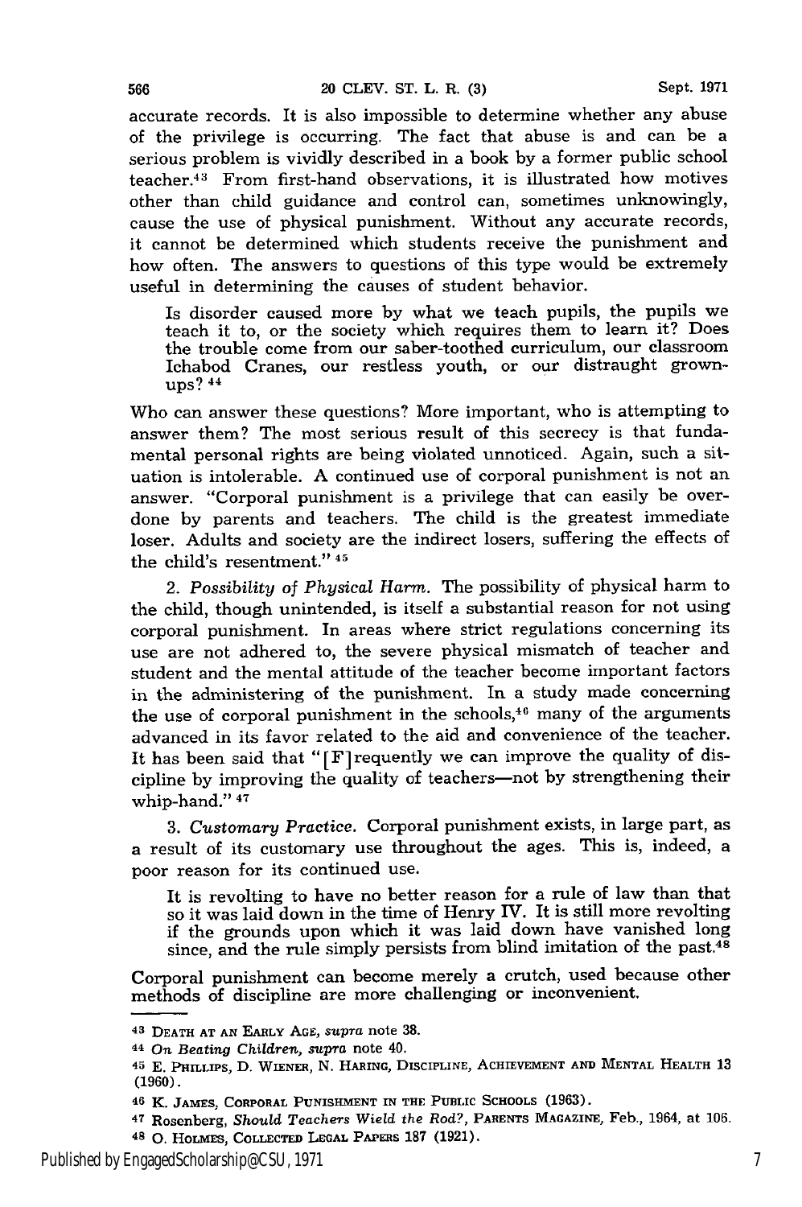accurate records. It is also impossible to determine whether any abuse of the privilege is occurring. The fact that abuse is and can be a serious problem is vividly described in a book by a former public school teacher.[43] From first-hand observations, it is illustrated how motives other than child guidance and control can, sometimes unknowingly, cause the use of physical punishment. Without any accurate records, it cannot be determined which students receive the punishment and how often. The answers to questions of this type would be extremely useful in determining the causes of student behavior.

> Is disorder caused more by what we teach pupils, the pupils we teach it to, or the society which requires them to learn it? Does the trouble come from our saber-toothed curriculum, our classroom Ichabod Cranes, our restless youth, or our distraught grown-ups?[44]

Who can answer these questions? More important, who is attempting to answer them? The most serious result of this secrecy is that fundamental personal rights are being violated unnoticed. Again, such a situation is intolerable. A continued use of corporal punishment is not an answer. "Corporal punishment is a privilege that can easily be overdone by parents and teachers. The child is the greatest immediate loser. Adults and society are the indirect losers, suffering the effects of the child's resentment."[45]

2. *Possibility of Physical Harm.* The possibility of physical harm to the child, though unintended, is itself a substantial reason for not using corporal punishment. In areas where strict regulations concerning its use are not adhered to, the severe physical mismatch of teacher and student and the mental attitude of the teacher become important factors in the administering of the punishment. In a study made concerning the use of corporal punishment in the schools,[46] many of the arguments advanced in its favor related to the aid and convenience of the teacher. It has been said that "[F]requently we can improve the quality of discipline by improving the quality of teachers—not by strengthening their whip-hand."[47]

3. *Customary Practice.* Corporal punishment exists, in large part, as a result of its customary use throughout the ages. This is, indeed, a poor reason for its continued use.

> It is revolting to have no better reason for a rule of law than that so it was laid down in the time of Henry IV. It is still more revolting if the grounds upon which it was laid down have vanished long since, and the rule simply persists from blind imitation of the past.[48]

Corporal punishment can become merely a crutch, used because other methods of discipline are more challenging or inconvenient.

---

[43] DEATH AT AN EARLY AGE, *supra* note 38.

[44] *On Beating Children, supra* note 40.

[45] E. PHILLIPS, D. WIENER, N. HARING, DISCIPLINE, ACHIEVEMENT AND MENTAL HEALTH 13 (1960).

[46] K. JAMES, CORPORAL PUNISHMENT IN THE PUBLIC SCHOOLS (1963).

[47] Rosenberg, *Should Teachers Wield the Rod?*, PARENTS MAGAZINE, Feb., 1964, at 106.

[48] O. HOLMES, COLLECTED LEGAL PAPERS 187 (1921).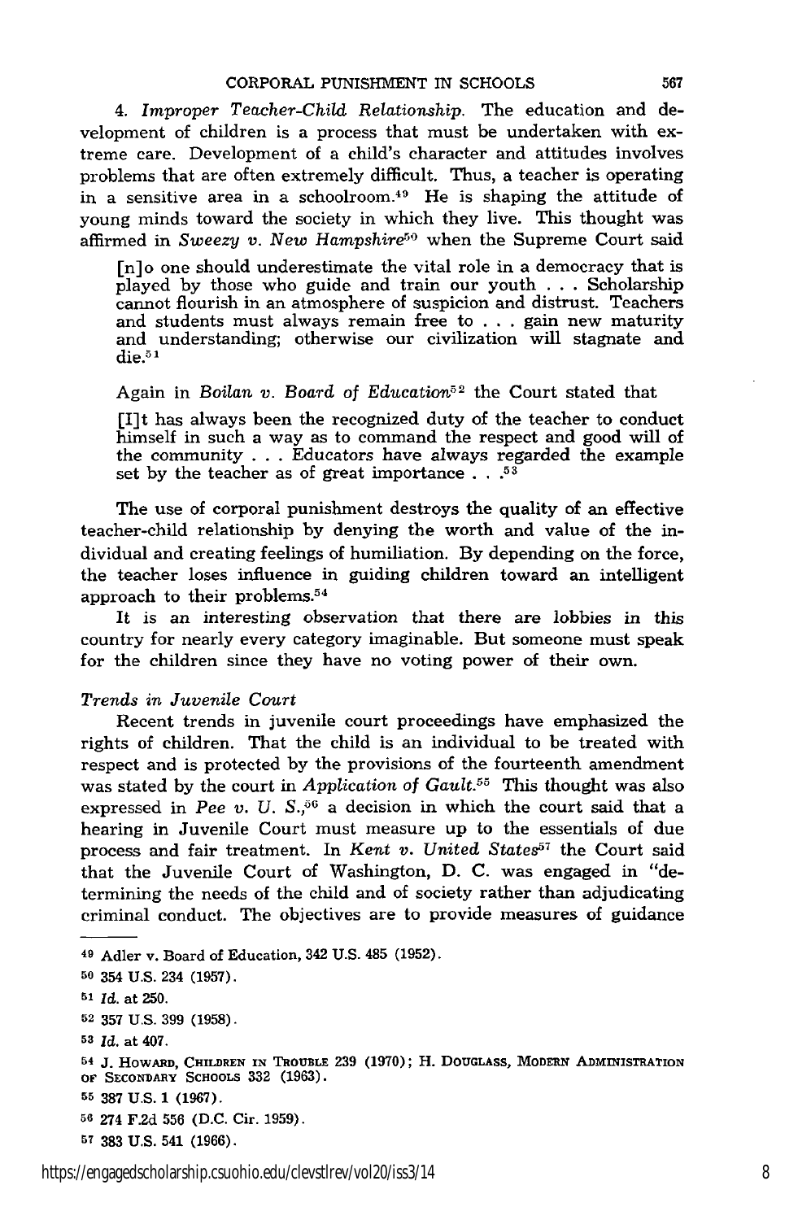4. *Improper Teacher-Child Relationship.* The education and development of children is a process that must be undertaken with extreme care. Development of a child's character and attitudes involves problems that are often extremely difficult. Thus, a teacher is operating in a sensitive area in a schoolroom.[49] He is shaping the attitude of young minds toward the society in which they live. This thought was affirmed in *Sweezy v. New Hampshire*[50] when the Supreme Court said

> [n]o one should underestimate the vital role in a democracy that is played by those who guide and train our youth . . . Scholarship cannot flourish in an atmosphere of suspicion and distrust. Teachers and students must always remain free to . . . gain new maturity and understanding; otherwise our civilization will stagnate and die.[51]

Again in *Boilan v. Board of Education*[52] the Court stated that

> [I]t has always been the recognized duty of the teacher to conduct himself in such a way as to command the respect and good will of the community . . . Educators have always regarded the example set by the teacher as of great importance . . .[53]

The use of corporal punishment destroys the quality of an effective teacher-child relationship by denying the worth and value of the individual and creating feelings of humiliation. By depending on the force, the teacher loses influence in guiding children toward an intelligent approach to their problems.[54]

It is an interesting observation that there are lobbies in this country for nearly every category imaginable. But someone must speak for the children since they have no voting power of their own.

*Trends in Juvenile Court*

Recent trends in juvenile court proceedings have emphasized the rights of children. That the child is an individual to be treated with respect and is protected by the provisions of the fourteenth amendment was stated by the court in *Application of Gault*.[55] This thought was also expressed in *Pee v. U. S.*,[56] a decision in which the court said that a hearing in Juvenile Court must measure up to the essentials of due process and fair treatment. In *Kent v. United States*[57] the Court said that the Juvenile Court of Washington, D. C. was engaged in "determining the needs of the child and of society rather than adjudicating criminal conduct. The objectives are to provide measures of guidance

---

[49] Adler v. Board of Education, 342 U.S. 485 (1952).

[50] 354 U.S. 234 (1957).

[51] *Id.* at 250.

[52] 357 U.S. 399 (1958).

[53] *Id.* at 407.

[54] J. Howard, Children in Trouble 239 (1970); H. Douglass, Modern Administration of Secondary Schools 332 (1963).

[55] 387 U.S. 1 (1967).

[56] 274 F.2d 556 (D.C. Cir. 1959).

[57] 383 U.S. 541 (1966).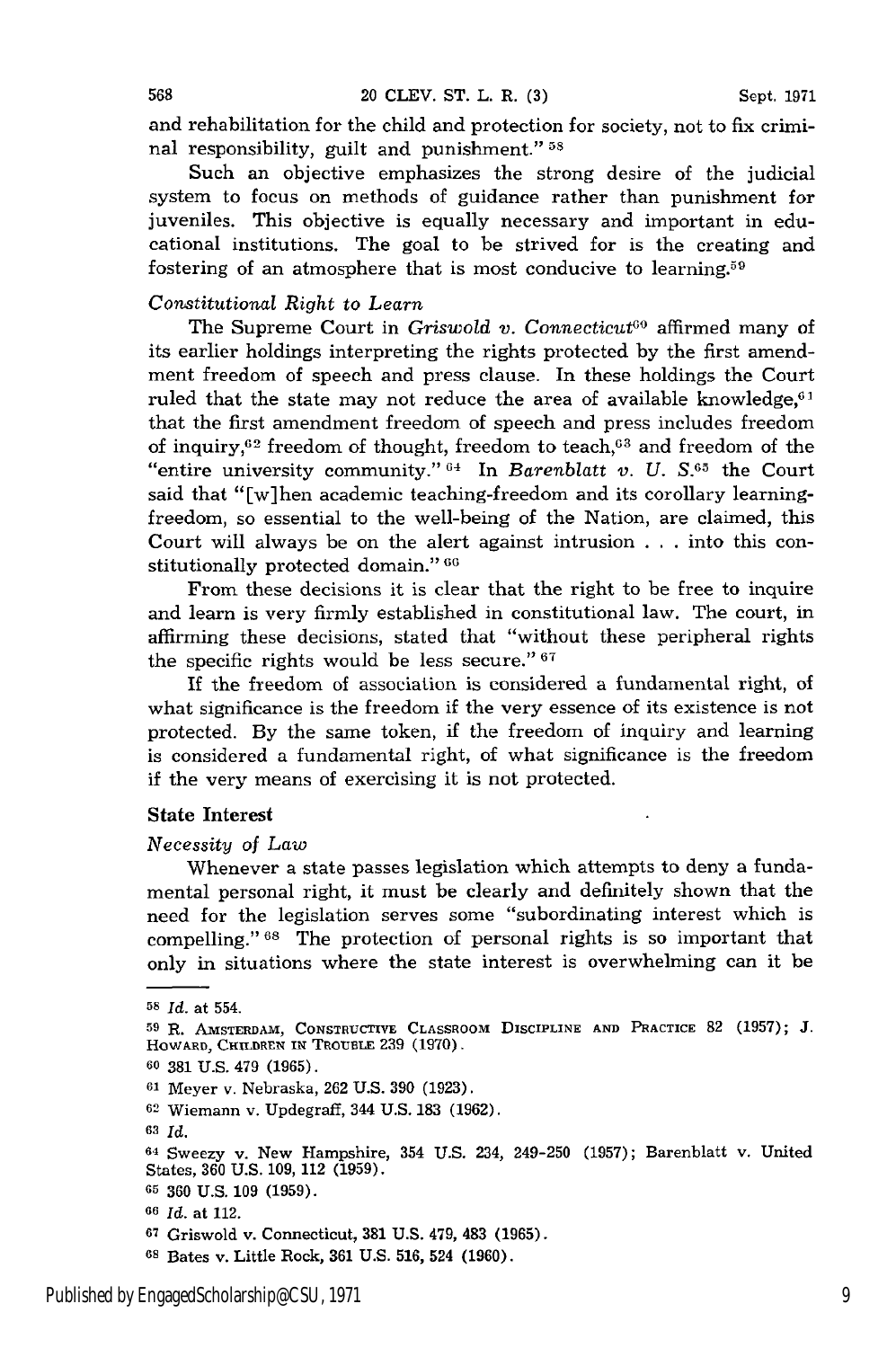and rehabilitation for the child and protection for society, not to fix criminal responsibility, guilt and punishment." [58]

Such an objective emphasizes the strong desire of the judicial system to focus on methods of guidance rather than punishment for juveniles. This objective is equally necessary and important in educational institutions. The goal to be strived for is the creating and fostering of an atmosphere that is most conducive to learning.[59]

*Constitutional Right to Learn*

The Supreme Court in *Griswold v. Connecticut*[60] affirmed many of its earlier holdings interpreting the rights protected by the first amendment freedom of speech and press clause. In these holdings the Court ruled that the state may not reduce the area of available knowledge,[61] that the first amendment freedom of speech and press includes freedom of inquiry,[62] freedom of thought, freedom to teach,[63] and freedom of the "entire university community." [64] In *Barenblatt v. U. S.*[65] the Court said that "[w]hen academic teaching-freedom and its corollary learning-freedom, so essential to the well-being of the Nation, are claimed, this Court will always be on the alert against intrusion . . . into this constitutionally protected domain." [66]

From these decisions it is clear that the right to be free to inquire and learn is very firmly established in constitutional law. The court, in affirming these decisions, stated that "without these peripheral rights the specific rights would be less secure." [67]

If the freedom of association is considered a fundamental right, of what significance is the freedom if the very essence of its existence is not protected. By the same token, if the freedom of inquiry and learning is considered a fundamental right, of what significance is the freedom if the very means of exercising it is not protected.

## State Interest

*Necessity of Law*

Whenever a state passes legislation which attempts to deny a fundamental personal right, it must be clearly and definitely shown that the need for the legislation serves some "subordinating interest which is compelling." [68] The protection of personal rights is so important that only in situations where the state interest is overwhelming can it be

---

58 *Id.* at 554.

59 R. Amsterdam, Constructive Classroom Discipline and Practice 82 (1957); J. Howard, Children in Trouble 239 (1970).

60 381 U.S. 479 (1965).

61 Meyer v. Nebraska, 262 U.S. 390 (1923).

62 Wiemann v. Updegraff, 344 U.S. 183 (1962).

63 *Id.*

64 Sweezy v. New Hampshire, 354 U.S. 234, 249-250 (1957); Barenblatt v. United States, 360 U.S. 109, 112 (1959).

65 360 U.S. 109 (1959).

66 *Id.* at 112.

67 Griswold v. Connecticut, 381 U.S. 479, 483 (1965).

68 Bates v. Little Rock, 361 U.S. 516, 524 (1960).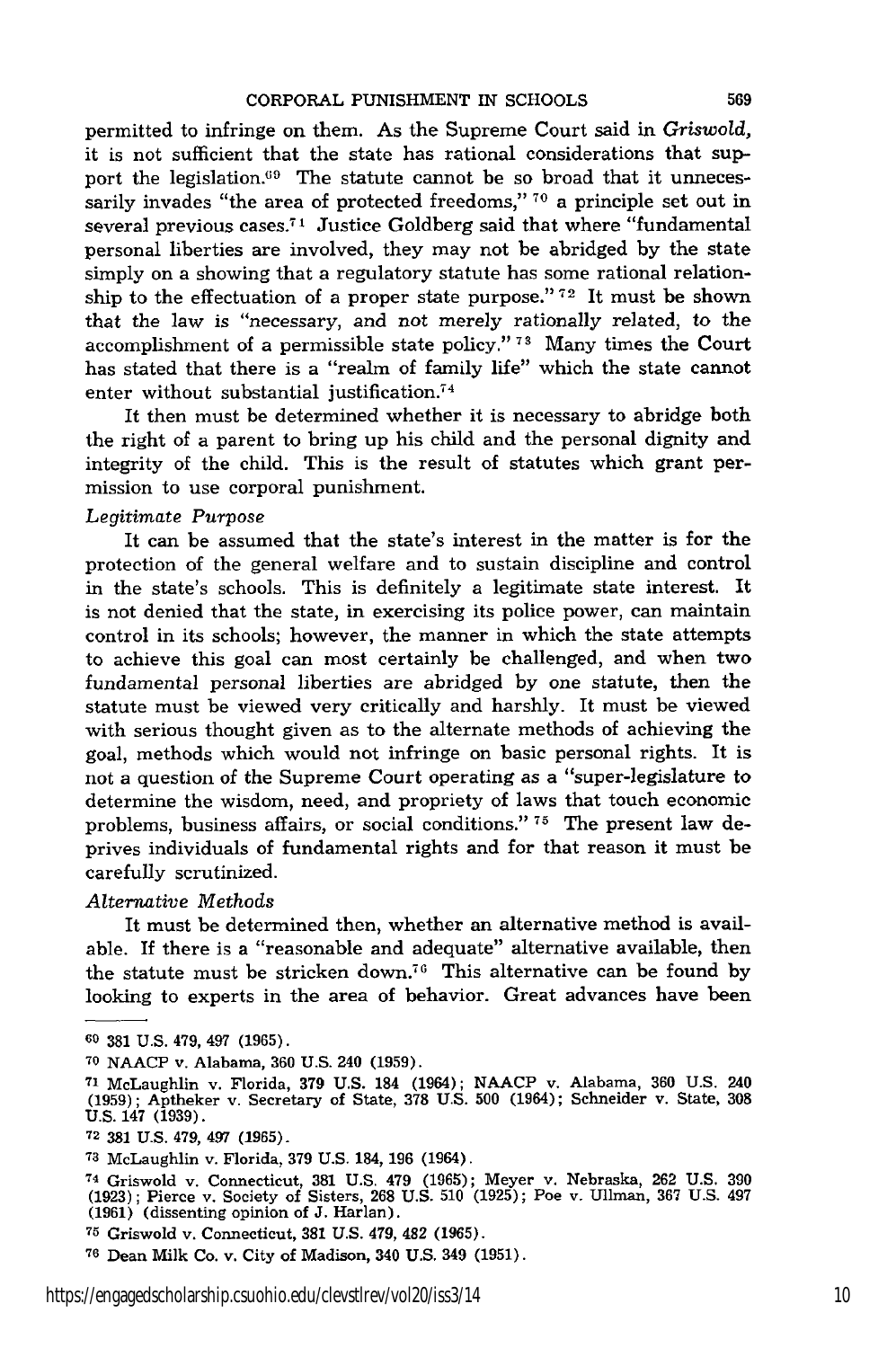permitted to infringe on them. As the Supreme Court said in *Griswold*, it is not sufficient that the state has rational considerations that support the legislation.[69] The statute cannot be so broad that it unnecessarily invades "the area of protected freedoms,"[70] a principle set out in several previous cases.[71] Justice Goldberg said that where "fundamental personal liberties are involved, they may not be abridged by the state simply on a showing that a regulatory statute has some rational relationship to the effectuation of a proper state purpose."[72] It must be shown that the law is "necessary, and not merely rationally related, to the accomplishment of a permissible state policy."[73] Many times the Court has stated that there is a "realm of family life" which the state cannot enter without substantial justification.[74]

It then must be determined whether it is necessary to abridge both the right of a parent to bring up his child and the personal dignity and integrity of the child. This is the result of statutes which grant permission to use corporal punishment.

*Legitimate Purpose*

It can be assumed that the state's interest in the matter is for the protection of the general welfare and to sustain discipline and control in the state's schools. This is definitely a legitimate state interest. It is not denied that the state, in exercising its police power, can maintain control in its schools; however, the manner in which the state attempts to achieve this goal can most certainly be challenged, and when two fundamental personal liberties are abridged by one statute, then the statute must be viewed very critically and harshly. It must be viewed with serious thought given as to the alternate methods of achieving the goal, methods which would not infringe on basic personal rights. It is not a question of the Supreme Court operating as a "super-legislature to determine the wisdom, need, and propriety of laws that touch economic problems, business affairs, or social conditions."[75] The present law deprives individuals of fundamental rights and for that reason it must be carefully scrutinized.

*Alternative Methods*

It must be determined then, whether an alternative method is available. If there is a "reasonable and adequate" alternative available, then the statute must be stricken down.[76] This alternative can be found by looking to experts in the area of behavior. Great advances have been

---

[69] 381 U.S. 479, 497 (1965).

[70] NAACP v. Alabama, 360 U.S. 240 (1959).

[71] McLaughlin v. Florida, 379 U.S. 184 (1964); NAACP v. Alabama, 360 U.S. 240 (1959); Aptheker v. Secretary of State, 378 U.S. 500 (1964); Schneider v. State, 308 U.S. 147 (1939).

[72] 381 U.S. 479, 497 (1965).

[73] McLaughlin v. Florida, 379 U.S. 184, 196 (1964).

[74] Griswold v. Connecticut, 381 U.S. 479 (1965); Meyer v. Nebraska, 262 U.S. 390 (1923); Pierce v. Society of Sisters, 268 U.S. 510 (1925); Poe v. Ullman, 367 U.S. 497 (1961) (dissenting opinion of J. Harlan).

[75] Griswold v. Connecticut, 381 U.S. 479, 482 (1965).

[76] Dean Milk Co. v. City of Madison, 340 U.S. 349 (1951).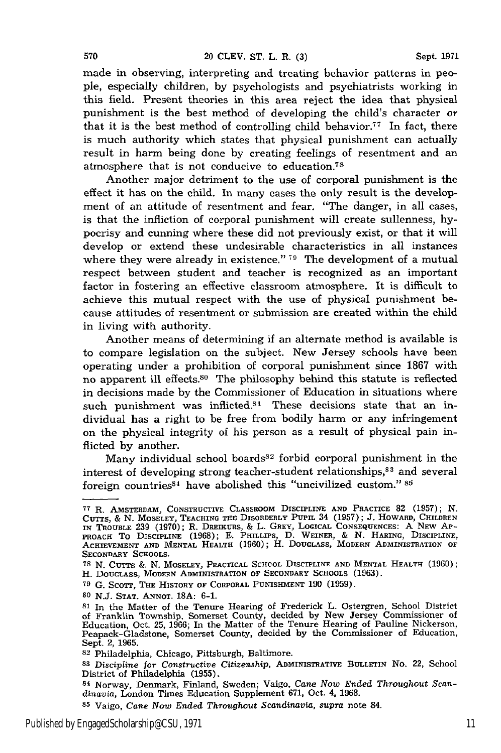made in observing, interpreting and treating behavior patterns in people, especially children, by psychologists and psychiatrists working in this field. Present theories in this area reject the idea that physical punishment is the best method of developing the child's character *or* that it is the best method of controlling child behavior.[77] In fact, there is much authority which states that physical punishment can actually result in harm being done by creating feelings of resentment and an atmosphere that is not conducive to education.[78]

Another major detriment to the use of corporal punishment is the effect it has on the child. In many cases the only result is the development of an attitude of resentment and fear. "The danger, in all cases, is that the infliction of corporal punishment will create sullenness, hypocrisy and cunning where these did not previously exist, or that it will develop or extend these undesirable characteristics in all instances where they were already in existence." [79] The development of a mutual respect between student and teacher is recognized as an important factor in fostering an effective classroom atmosphere. It is difficult to achieve this mutual respect with the use of physical punishment because attitudes of resentment or submission are created within the child in living with authority.

Another means of determining if an alternate method is available is to compare legislation on the subject. New Jersey schools have been operating under a prohibition of corporal punishment since 1867 with no apparent ill effects.[80] The philosophy behind this statute is reflected in decisions made by the Commissioner of Education in situations where such punishment was inflicted.[81] These decisions state that an individual has a right to be free from bodily harm or any infringement on the physical integrity of his person as a result of physical pain inflicted by another.

Many individual school boards[82] forbid corporal punishment in the interest of developing strong teacher-student relationships,[83] and several foreign countries[84] have abolished this "uncivilized custom." [85]

---

[77] R. Amsterdam, Constructive Classroom Discipline and Practice 82 (1957); N. Cutts, & N. Moseley, Teaching the Disorderly Pupil 34 (1957); J. Howard, Children in Trouble 239 (1970); R. Dreikurs, & L. Grey, Logical Consequences: A New Approach To Discipline (1968); E. Phillips, D. Weiner, & N. Haring, Discipline, Achievement and Mental Health (1960); H. Douglass, Modern Administration of Secondary Schools.

[78] N. Cutts &. N. Moseley, Practical School Discipline and Mental Health (1960); H. Douglass, Modern Administration of Secondary Schools (1963).

[79] G. Scott, The History of Corporal Punishment 190 (1959).

[80] N.J. Stat. Annot. 18A: 6-1.

[81] In the Matter of the Tenure Hearing of Frederick L. Ostergren, School District of Franklin Township, Somerset County, decided by New Jersey Commissioner of Education, Oct. 25, 1966; In the Matter of the Tenure Hearing of Pauline Nickerson, Peapack-Gladstone, Somerset County, decided by the Commissioner of Education, Sept. 2, 1965.

[82] Philadelphia, Chicago, Pittsburgh, Baltimore.

[83] *Discipline for Constructive Citizenship*, Administrative Bulletin No. 22, School District of Philadelphia (1955).

[84] Norway, Denmark, Finland, Sweden; Vaigo, *Cane Now Ended Throughout Scandinavia*, London Times Education Supplement 671, Oct. 4, 1968.

[85] Vaigo, *Cane Now Ended Throughout Scandinavia, supra* note 84.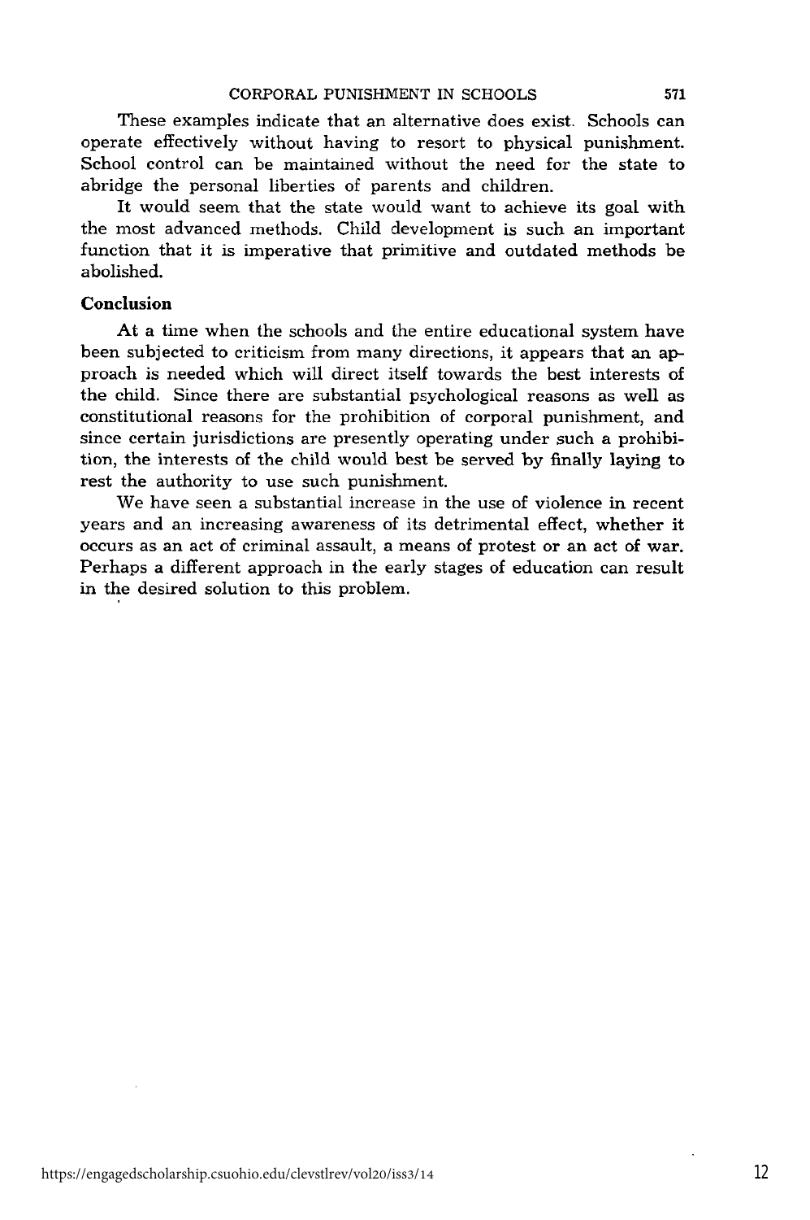These examples indicate that an alternative does exist. Schools can operate effectively without having to resort to physical punishment. School control can be maintained without the need for the state to abridge the personal liberties of parents and children.

It would seem that the state would want to achieve its goal with the most advanced methods. Child development is such an important function that it is imperative that primitive and outdated methods be abolished.

### Conclusion

At a time when the schools and the entire educational system have been subjected to criticism from many directions, it appears that an approach is needed which will direct itself towards the best interests of the child. Since there are substantial psychological reasons as well as constitutional reasons for the prohibition of corporal punishment, and since certain jurisdictions are presently operating under such a prohibition, the interests of the child would best be served by finally laying to rest the authority to use such punishment.

We have seen a substantial increase in the use of violence in recent years and an increasing awareness of its detrimental effect, whether it occurs as an act of criminal assault, a means of protest or an act of war. Perhaps a different approach in the early stages of education can result in the desired solution to this problem.